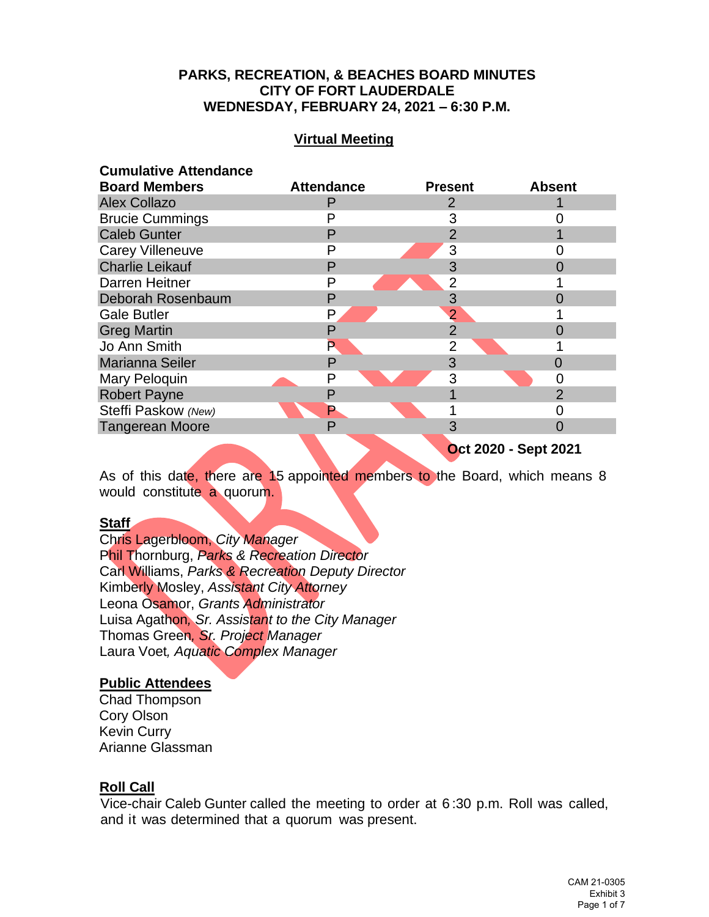# PARKS, RECREATION, & BEACHES BOARD MINUTES
# CITY OF FORT LAUDERDALE
# WEDNESDAY, FEBRUARY 24, 2021 – 6:30 P.M.

## Virtual Meeting

**Cumulative Attendance**

| Board Members | Attendance | Present | Absent |
|---|---|---|---|
| Alex Collazo | P | 2 | 1 |
| Brucie Cummings | P | 3 | 0 |
| Caleb Gunter | P | 2 | 1 |
| Carey Villeneuve | P | 3 | 0 |
| Charlie Leikauf | P | 3 | 0 |
| Darren Heitner | P | 2 | 1 |
| Deborah Rosenbaum | P | 3 | 0 |
| Gale Butler | P | 2 | 1 |
| Greg Martin | P | 2 | 0 |
| Jo Ann Smith | P | 2 | 1 |
| Marianna Seiler | P | 3 | 0 |
| Mary Peloquin | P | 3 | 0 |
| Robert Payne | P | 1 | 2 |
| Steffi Paskow *(New)* | P | 1 | 0 |
| Tangerean Moore | P | 3 | 0 |

**Oct 2020 - Sept 2021**

As of this date, there are 15 appointed members to the Board, which means 8 would constitute a quorum.

**Staff**

Chris Lagerbloom, *City Manager*
Phil Thornburg, *Parks & Recreation Director*
Carl Williams, *Parks & Recreation Deputy Director*
Kimberly Mosley, *Assistant City Attorney*
Leona Osamor, *Grants Administrator*
Luisa Agathon, *Sr. Assistant to the City Manager*
Thomas Green, *Sr. Project Manager*
Laura Voet, *Aquatic Complex Manager*

**Public Attendees**

Chad Thompson
Cory Olson
Kevin Curry
Arianne Glassman

**Roll Call**

Vice-chair Caleb Gunter called the meeting to order at 6:30 p.m. Roll was called, and it was determined that a quorum was present.

CAM 21-0305
Exhibit 3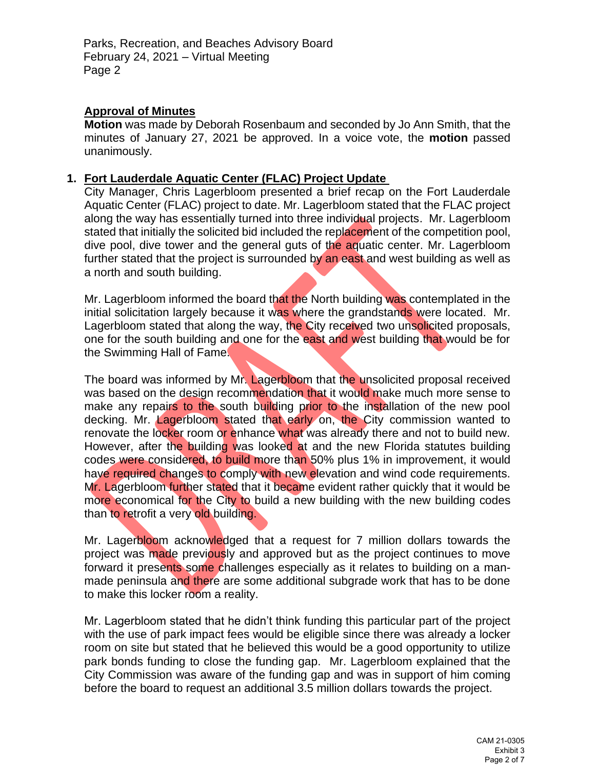## Approval of Minutes

**Motion** was made by Deborah Rosenbaum and seconded by Jo Ann Smith, that the minutes of January 27, 2021 be approved. In a voice vote, the **motion** passed unanimously.

## 1. Fort Lauderdale Aquatic Center (FLAC) Project Update

City Manager, Chris Lagerbloom presented a brief recap on the Fort Lauderdale Aquatic Center (FLAC) project to date. Mr. Lagerbloom stated that the FLAC project along the way has essentially turned into three individual projects. Mr. Lagerbloom stated that initially the solicited bid included the replacement of the competition pool, dive pool, dive tower and the general guts of the aquatic center. Mr. Lagerbloom further stated that the project is surrounded by an east and west building as well as a north and south building.

Mr. Lagerbloom informed the board that the North building was contemplated in the initial solicitation largely because it was where the grandstands were located. Mr. Lagerbloom stated that along the way, the City received two unsolicited proposals, one for the south building and one for the east and west building that would be for the Swimming Hall of Fame.

The board was informed by Mr. Lagerbloom that the unsolicited proposal received was based on the design recommendation that it would make much more sense to make any repairs to the south building prior to the installation of the new pool decking. Mr. Lagerbloom stated that early on, the City commission wanted to renovate the locker room or enhance what was already there and not to build new. However, after the building was looked at and the new Florida statutes building codes were considered, to build more than 50% plus 1% in improvement, it would have required changes to comply with new elevation and wind code requirements. Mr. Lagerbloom further stated that it became evident rather quickly that it would be more economical for the City to build a new building with the new building codes than to retrofit a very old building.

Mr. Lagerbloom acknowledged that a request for 7 million dollars towards the project was made previously and approved but as the project continues to move forward it presents some challenges especially as it relates to building on a man-made peninsula and there are some additional subgrade work that has to be done to make this locker room a reality.

Mr. Lagerbloom stated that he didn't think funding this particular part of the project with the use of park impact fees would be eligible since there was already a locker room on site but stated that he believed this would be a good opportunity to utilize park bonds funding to close the funding gap. Mr. Lagerbloom explained that the City Commission was aware of the funding gap and was in support of him coming before the board to request an additional 3.5 million dollars towards the project.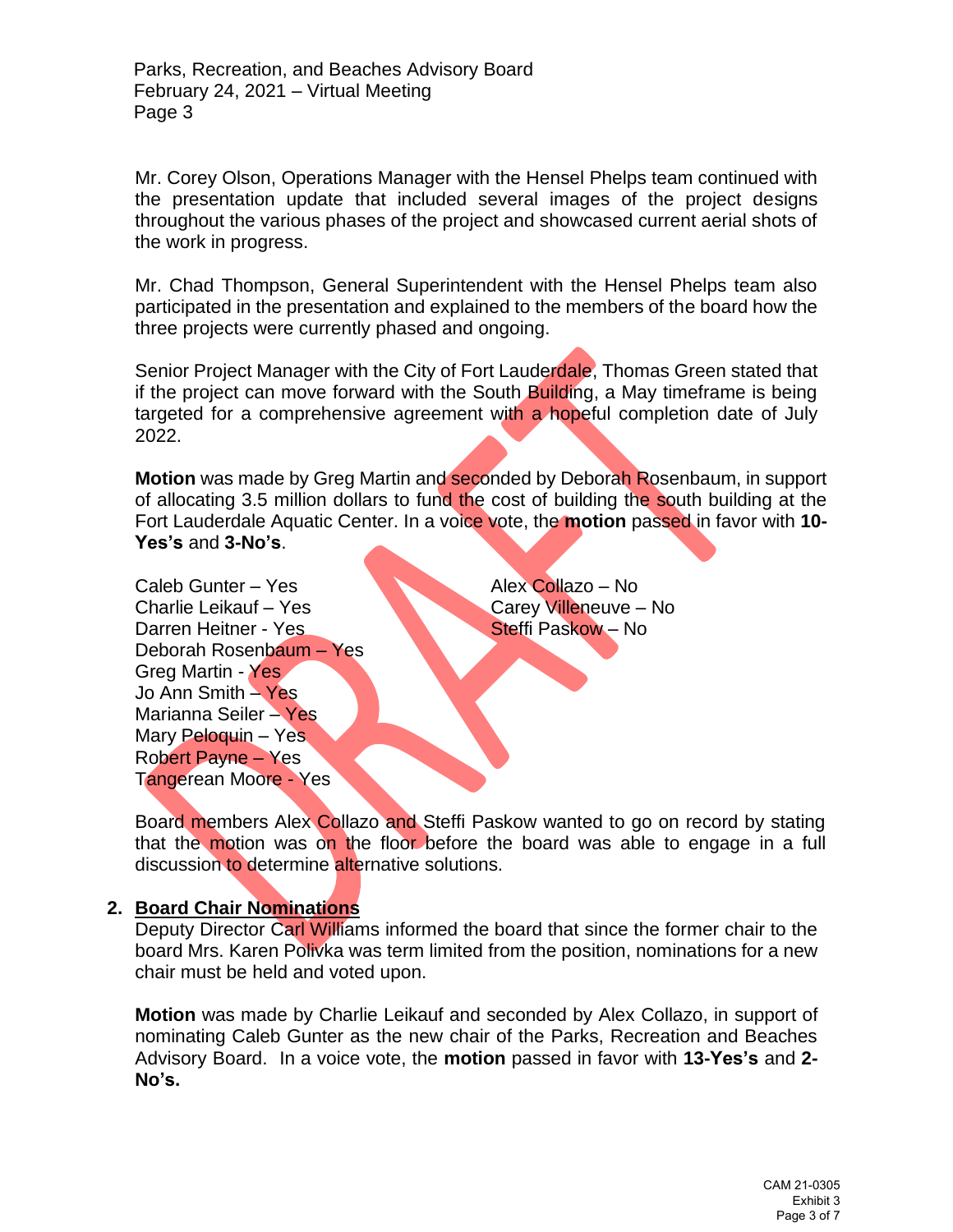Mr. Corey Olson, Operations Manager with the Hensel Phelps team continued with the presentation update that included several images of the project designs throughout the various phases of the project and showcased current aerial shots of the work in progress.

Mr. Chad Thompson, General Superintendent with the Hensel Phelps team also participated in the presentation and explained to the members of the board how the three projects were currently phased and ongoing.

Senior Project Manager with the City of Fort Lauderdale, Thomas Green stated that if the project can move forward with the South Building, a May timeframe is being targeted for a comprehensive agreement with a hopeful completion date of July 2022.

**Motion** was made by Greg Martin and seconded by Deborah Rosenbaum, in support of allocating 3.5 million dollars to fund the cost of building the south building at the Fort Lauderdale Aquatic Center. In a voice vote, the **motion** passed in favor with **10-Yes's** and **3-No's**.

Caleb Gunter – Yes
Charlie Leikauf – Yes
Darren Heitner - Yes
Deborah Rosenbaum – Yes
Greg Martin - Yes
Jo Ann Smith – Yes
Marianna Seiler – Yes
Mary Peloquin – Yes
Robert Payne – Yes
Tangerean Moore - Yes

Alex Collazo – No
Carey Villeneuve – No
Steffi Paskow – No

Board members Alex Collazo and Steffi Paskow wanted to go on record by stating that the motion was on the floor before the board was able to engage in a full discussion to determine alternative solutions.

## 2. Board Chair Nominations

Deputy Director Carl Williams informed the board that since the former chair to the board Mrs. Karen Polivka was term limited from the position, nominations for a new chair must be held and voted upon.

**Motion** was made by Charlie Leikauf and seconded by Alex Collazo, in support of nominating Caleb Gunter as the new chair of the Parks, Recreation and Beaches Advisory Board. In a voice vote, the **motion** passed in favor with **13-Yes's** and **2-No's.**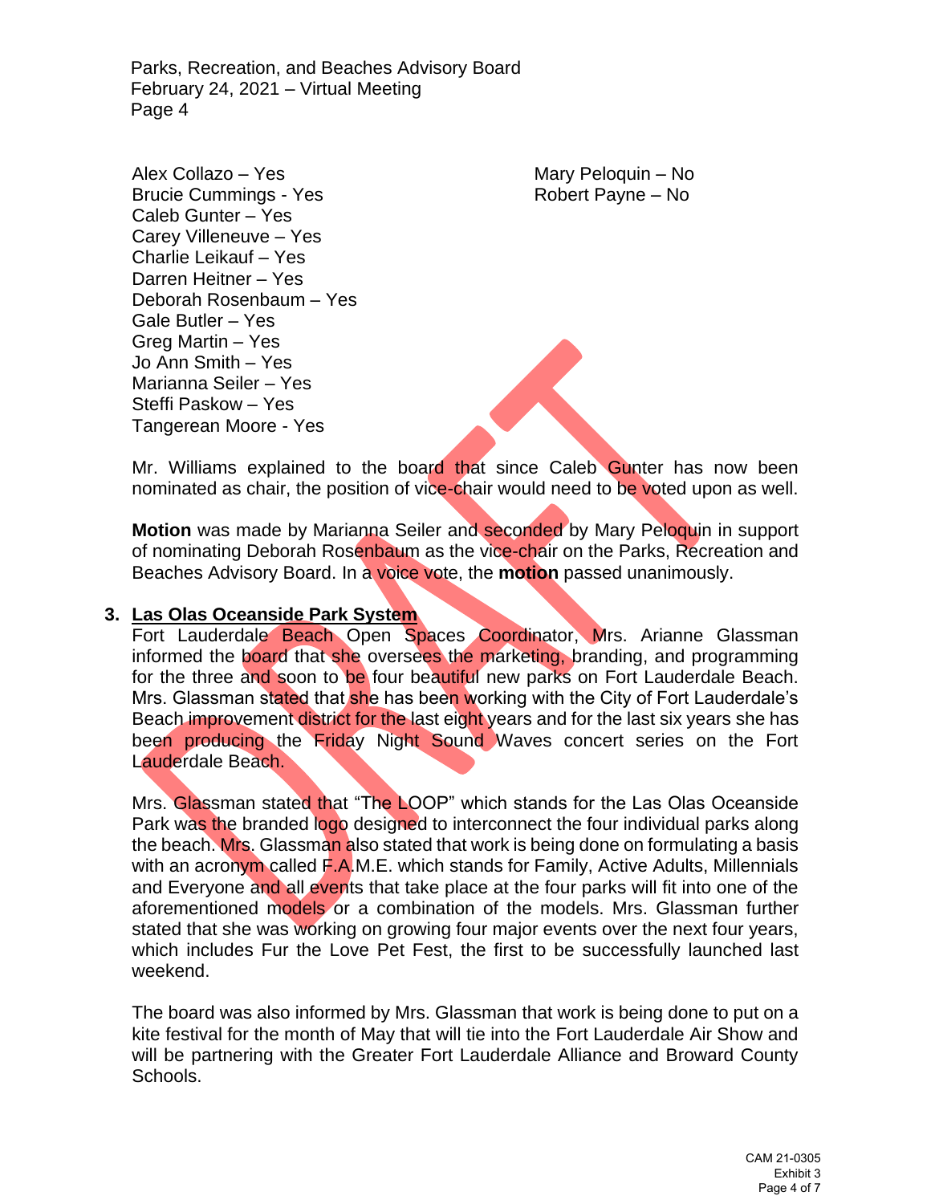Alex Collazo – Yes
Brucie Cummings - Yes
Caleb Gunter – Yes
Carey Villeneuve – Yes
Charlie Leikauf – Yes
Darren Heitner – Yes
Deborah Rosenbaum – Yes
Gale Butler – Yes
Greg Martin – Yes
Jo Ann Smith – Yes
Marianna Seiler – Yes
Steffi Paskow – Yes
Tangerean Moore - Yes

Mary Peloquin – No
Robert Payne – No

Mr. Williams explained to the board that since Caleb Gunter has now been nominated as chair, the position of vice-chair would need to be voted upon as well.

**Motion** was made by Marianna Seiler and seconded by Mary Peloquin in support of nominating Deborah Rosenbaum as the vice-chair on the Parks, Recreation and Beaches Advisory Board. In a voice vote, the **motion** passed unanimously.

## 3. Las Olas Oceanside Park System

Fort Lauderdale Beach Open Spaces Coordinator, Mrs. Arianne Glassman informed the board that she oversees the marketing, branding, and programming for the three and soon to be four beautiful new parks on Fort Lauderdale Beach. Mrs. Glassman stated that she has been working with the City of Fort Lauderdale's Beach improvement district for the last eight years and for the last six years she has been producing the Friday Night Sound Waves concert series on the Fort Lauderdale Beach.

Mrs. Glassman stated that "The LOOP" which stands for the Las Olas Oceanside Park was the branded logo designed to interconnect the four individual parks along the beach. Mrs. Glassman also stated that work is being done on formulating a basis with an acronym called F.A.M.E. which stands for Family, Active Adults, Millennials and Everyone and all events that take place at the four parks will fit into one of the aforementioned models or a combination of the models. Mrs. Glassman further stated that she was working on growing four major events over the next four years, which includes Fur the Love Pet Fest, the first to be successfully launched last weekend.

The board was also informed by Mrs. Glassman that work is being done to put on a kite festival for the month of May that will tie into the Fort Lauderdale Air Show and will be partnering with the Greater Fort Lauderdale Alliance and Broward County Schools.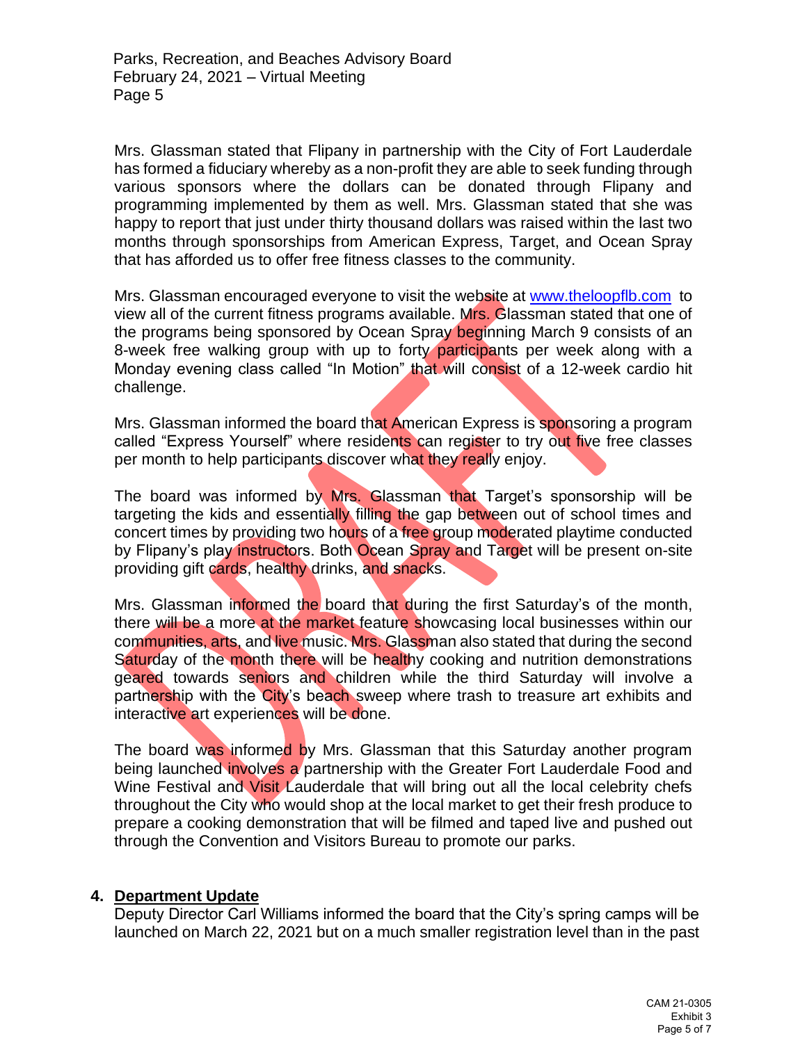Mrs. Glassman stated that Flipany in partnership with the City of Fort Lauderdale has formed a fiduciary whereby as a non-profit they are able to seek funding through various sponsors where the dollars can be donated through Flipany and programming implemented by them as well. Mrs. Glassman stated that she was happy to report that just under thirty thousand dollars was raised within the last two months through sponsorships from American Express, Target, and Ocean Spray that has afforded us to offer free fitness classes to the community.

Mrs. Glassman encouraged everyone to visit the website at www.theloopflb.com to view all of the current fitness programs available. Mrs. Glassman stated that one of the programs being sponsored by Ocean Spray beginning March 9 consists of an 8-week free walking group with up to forty participants per week along with a Monday evening class called "In Motion" that will consist of a 12-week cardio hit challenge.

Mrs. Glassman informed the board that American Express is sponsoring a program called "Express Yourself" where residents can register to try out five free classes per month to help participants discover what they really enjoy.

The board was informed by Mrs. Glassman that Target's sponsorship will be targeting the kids and essentially filling the gap between out of school times and concert times by providing two hours of a free group moderated playtime conducted by Flipany's play instructors. Both Ocean Spray and Target will be present on-site providing gift cards, healthy drinks, and snacks.

Mrs. Glassman informed the board that during the first Saturday's of the month, there will be a more at the market feature showcasing local businesses within our communities, arts, and live music. Mrs. Glassman also stated that during the second Saturday of the month there will be healthy cooking and nutrition demonstrations geared towards seniors and children while the third Saturday will involve a partnership with the City's beach sweep where trash to treasure art exhibits and interactive art experiences will be done.

The board was informed by Mrs. Glassman that this Saturday another program being launched involves a partnership with the Greater Fort Lauderdale Food and Wine Festival and Visit Lauderdale that will bring out all the local celebrity chefs throughout the City who would shop at the local market to get their fresh produce to prepare a cooking demonstration that will be filmed and taped live and pushed out through the Convention and Visitors Bureau to promote our parks.

**4. Department Update**

Deputy Director Carl Williams informed the board that the City's spring camps will be launched on March 22, 2021 but on a much smaller registration level than in the past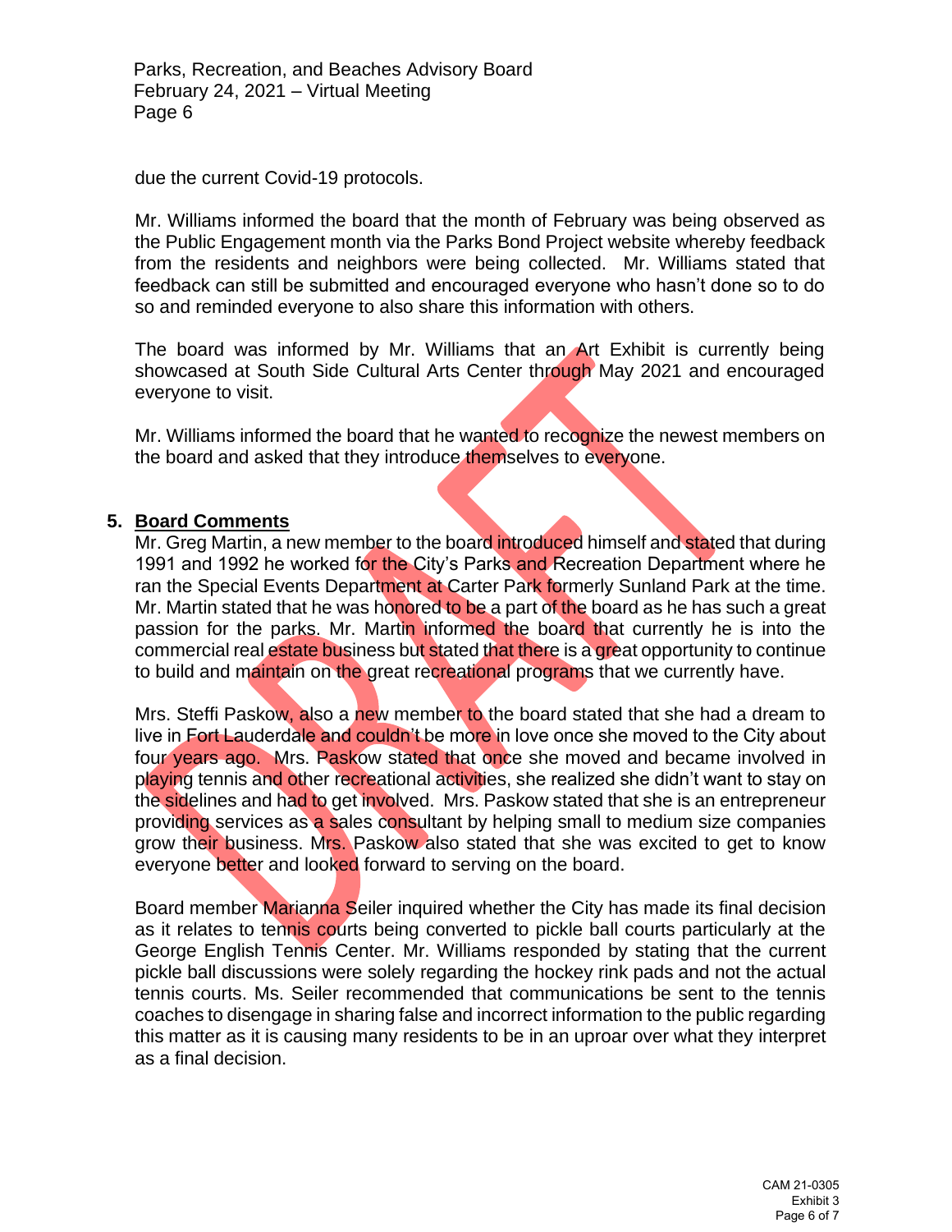due the current Covid-19 protocols.

Mr. Williams informed the board that the month of February was being observed as the Public Engagement month via the Parks Bond Project website whereby feedback from the residents and neighbors were being collected. Mr. Williams stated that feedback can still be submitted and encouraged everyone who hasn't done so to do so and reminded everyone to also share this information with others.

The board was informed by Mr. Williams that an Art Exhibit is currently being showcased at South Side Cultural Arts Center through May 2021 and encouraged everyone to visit.

Mr. Williams informed the board that he wanted to recognize the newest members on the board and asked that they introduce themselves to everyone.

## 5. Board Comments

Mr. Greg Martin, a new member to the board introduced himself and stated that during 1991 and 1992 he worked for the City's Parks and Recreation Department where he ran the Special Events Department at Carter Park formerly Sunland Park at the time. Mr. Martin stated that he was honored to be a part of the board as he has such a great passion for the parks. Mr. Martin informed the board that currently he is into the commercial real estate business but stated that there is a great opportunity to continue to build and maintain on the great recreational programs that we currently have.

Mrs. Steffi Paskow, also a new member to the board stated that she had a dream to live in Fort Lauderdale and couldn't be more in love once she moved to the City about four years ago. Mrs. Paskow stated that once she moved and became involved in playing tennis and other recreational activities, she realized she didn't want to stay on the sidelines and had to get involved. Mrs. Paskow stated that she is an entrepreneur providing services as a sales consultant by helping small to medium size companies grow their business. Mrs. Paskow also stated that she was excited to get to know everyone better and looked forward to serving on the board.

Board member Marianna Seiler inquired whether the City has made its final decision as it relates to tennis courts being converted to pickle ball courts particularly at the George English Tennis Center. Mr. Williams responded by stating that the current pickle ball discussions were solely regarding the hockey rink pads and not the actual tennis courts. Ms. Seiler recommended that communications be sent to the tennis coaches to disengage in sharing false and incorrect information to the public regarding this matter as it is causing many residents to be in an uproar over what they interpret as a final decision.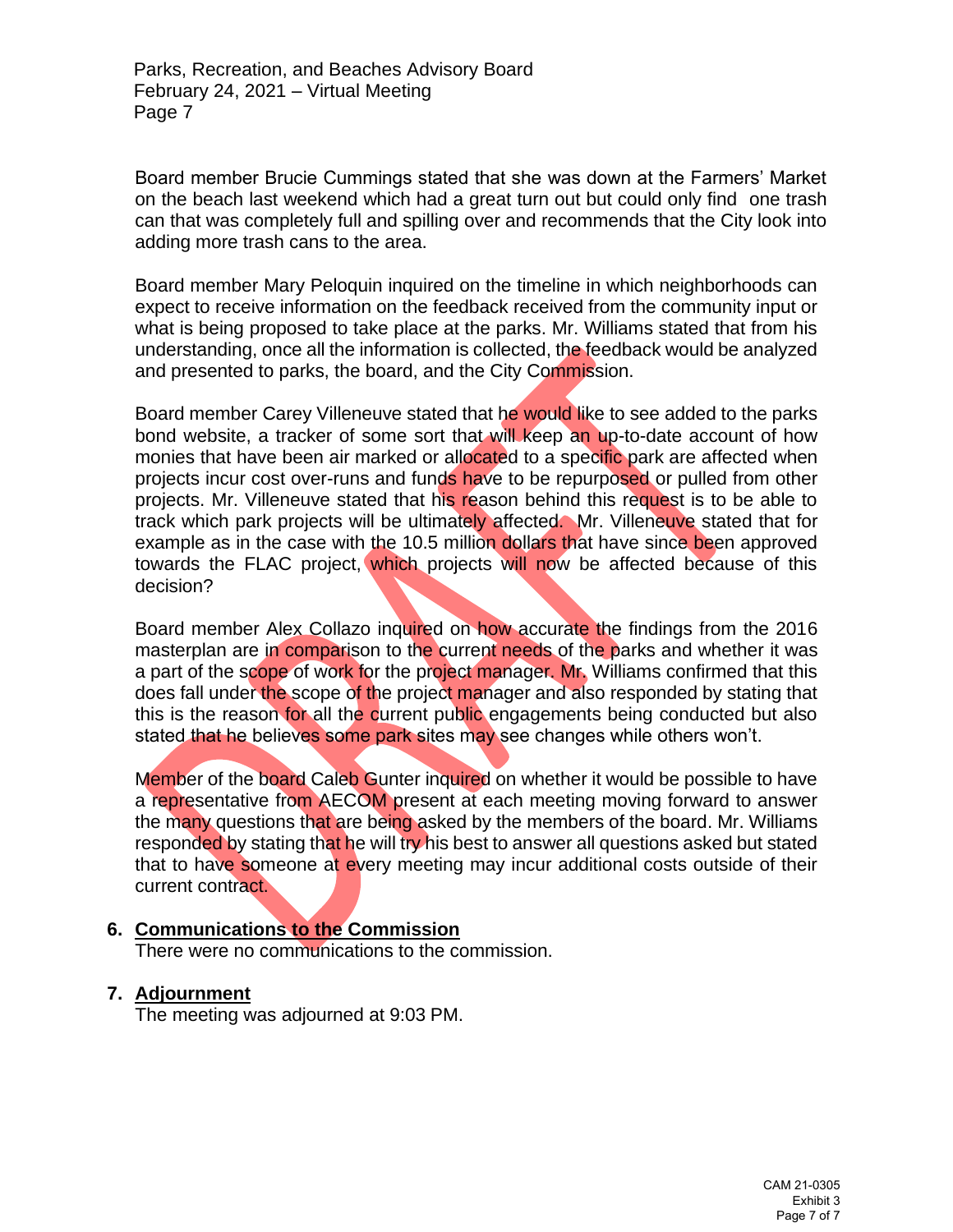Board member Brucie Cummings stated that she was down at the Farmers' Market on the beach last weekend which had a great turn out but could only find one trash can that was completely full and spilling over and recommends that the City look into adding more trash cans to the area.

Board member Mary Peloquin inquired on the timeline in which neighborhoods can expect to receive information on the feedback received from the community input or what is being proposed to take place at the parks. Mr. Williams stated that from his understanding, once all the information is collected, the feedback would be analyzed and presented to parks, the board, and the City Commission.

Board member Carey Villeneuve stated that he would like to see added to the parks bond website, a tracker of some sort that will keep an up-to-date account of how monies that have been air marked or allocated to a specific park are affected when projects incur cost over-runs and funds have to be repurposed or pulled from other projects. Mr. Villeneuve stated that his reason behind this request is to be able to track which park projects will be ultimately affected. Mr. Villeneuve stated that for example as in the case with the 10.5 million dollars that have since been approved towards the FLAC project, which projects will now be affected because of this decision?

Board member Alex Collazo inquired on how accurate the findings from the 2016 masterplan are in comparison to the current needs of the parks and whether it was a part of the scope of work for the project manager. Mr. Williams confirmed that this does fall under the scope of the project manager and also responded by stating that this is the reason for all the current public engagements being conducted but also stated that he believes some park sites may see changes while others won't.

Member of the board Caleb Gunter inquired on whether it would be possible to have a representative from AECOM present at each meeting moving forward to answer the many questions that are being asked by the members of the board. Mr. Williams responded by stating that he will try his best to answer all questions asked but stated that to have someone at every meeting may incur additional costs outside of their current contract.

6. **Communications to the Commission**
There were no communications to the commission.

7. **Adjournment**
The meeting was adjourned at 9:03 PM.

CAM 21-0305
Exhibit 3